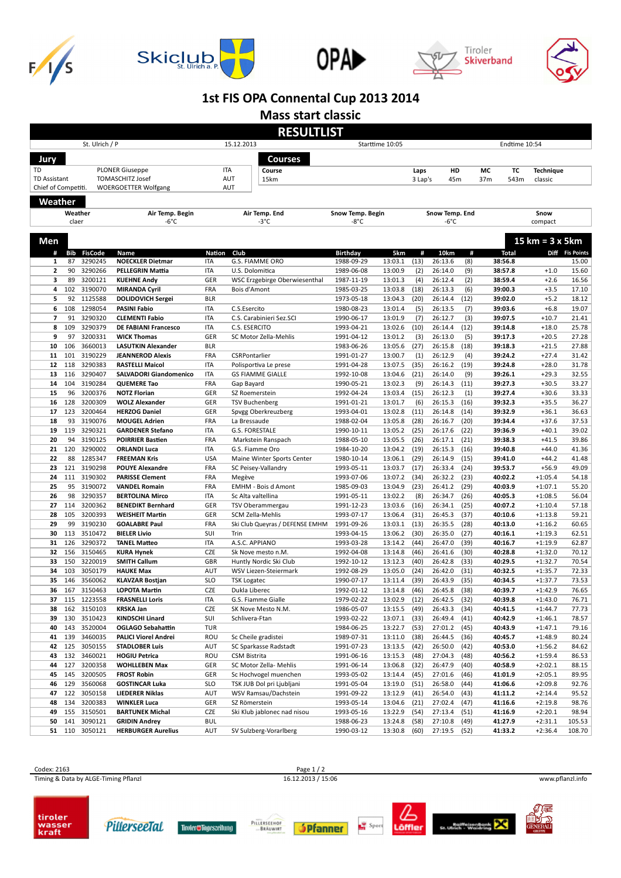# 1st FIS OPA Connental Cup 2013 2014

## Mass start classic

## RESULTLIST

| St. Ulrich / P | 15.12.2013 | Starttime 10:05 | Endtime 10:54 |
|---|---|---|---|

### Jury

| | | |
|---|---|---|
| TD | PLONER Giuseppe | ITA |
| TD Assistant | TOMASCHITZ Josef | AUT |
| Chief of Competiti. | WOERGOETTER Wolfgang | AUT |

### Courses

| Course | Laps | HD | MC | TC | Technique |
|---|---|---|---|---|---|
| 15km | 3 Lap's | 45m | 37m | 543m | classic |

### Weather

| Weather | Air Temp. Begin | Air Temp. End | Snow Temp. Begin | Snow Temp. End | Snow |
|---|---|---|---|---|---|
| claer | -6°C | -3°C | -8°C | -6°C | compact |

### Men — 15 km = 3 x 5km

| # | Bib | FisCode | Name | Nation | Club | Birthday | 5km | # | 10km | # | Total | Diff | Fis Points |
|---|---|---|---|---|---|---|---|---|---|---|---|---|---|
| 1 | 87 | 3290245 | **NOECKLER Dietmar** | ITA | G.S. FIAMME ORO | 1988-09-29 | 13:03.1 | (13) | 26:13.6 | (8) | **38:56.8** | | 15.00 |
| 2 | 90 | 3290266 | **PELLEGRIN Mattia** | ITA | U.S. Dolomitica | 1989-06-08 | 13:00.9 | (2) | 26:14.0 | (9) | **38:57.8** | +1.0 | 15.60 |
| 3 | 89 | 3200121 | **KUEHNE Andy** | GER | WSC Erzgebirge Oberwiesenthal | 1987-11-19 | 13:01.3 | (4) | 26:12.4 | (2) | **38:59.4** | +2.6 | 16.56 |
| 4 | 102 | 3190070 | **MIRANDA Cyril** | FRA | Bois d'Amont | 1985-03-25 | 13:03.8 | (18) | 26:13.3 | (6) | **39:00.3** | +3.5 | 17.10 |
| 5 | 92 | 1125588 | **DOLIDOVICH Sergei** | BLR | | 1973-05-18 | 13:04.3 | (20) | 26:14.4 | (12) | **39:02.0** | +5.2 | 18.12 |
| 6 | 108 | 1298054 | **PASINI Fabio** | ITA | C.S.Esercito | 1980-08-23 | 13:01.4 | (5) | 26:13.5 | (7) | **39:03.6** | +6.8 | 19.07 |
| 7 | 91 | 3290320 | **CLEMENTI Fabio** | ITA | C.S. Carabinieri Sez.SCI | 1990-06-17 | 13:01.9 | (7) | 26:12.7 | (3) | **39:07.5** | +10.7 | 21.41 |
| 8 | 109 | 3290379 | **DE FABIANI Francesco** | ITA | C.S. ESERCITO | 1993-04-21 | 13:02.6 | (10) | 26:14.4 | (12) | **39:14.8** | +18.0 | 25.78 |
| 9 | 97 | 3200331 | **WICK Thomas** | GER | SC Motor Zella-Mehlis | 1991-04-12 | 13:01.2 | (3) | 26:13.0 | (5) | **39:17.3** | +20.5 | 27.28 |
| 10 | 106 | 3660013 | **LASUTKIN Alexander** | BLR | | 1983-06-26 | 13:05.6 | (27) | 26:15.8 | (18) | **39:18.3** | +21.5 | 27.88 |
| 11 | 101 | 3190229 | **JEANNEROD Alexis** | FRA | CSRPontarlier | 1991-01-27 | 13:00.7 | (1) | 26:12.9 | (4) | **39:24.2** | +27.4 | 31.42 |
| 12 | 118 | 3290383 | **RASTELLI Maicol** | ITA | Polisportiva Le prese | 1991-04-28 | 13:07.5 | (35) | 26:16.2 | (19) | **39:24.8** | +28.0 | 31.78 |
| 13 | 116 | 3290407 | **SALVADORI Giandomenico** | ITA | GS FIAMME GIALLE | 1992-10-08 | 13:04.6 | (21) | 26:14.0 | (9) | **39:26.1** | +29.3 | 32.55 |
| 14 | 104 | 3190284 | **QUEMERE Tao** | FRA | Gap Bayard | 1990-05-21 | 13:02.3 | (9) | 26:14.3 | (11) | **39:27.3** | +30.5 | 33.27 |
| 15 | 96 | 3200376 | **NOTZ Florian** | GER | SZ Roemerstein | 1992-04-24 | 13:03.4 | (15) | 26:12.3 | (1) | **39:27.4** | +30.6 | 33.33 |
| 16 | 128 | 3200309 | **WOLZ Alexander** | GER | TSV Buchenberg | 1991-01-21 | 13:01.7 | (6) | 26:15.3 | (16) | **39:32.3** | +35.5 | 36.27 |
| 17 | 123 | 3200464 | **HERZOG Daniel** | GER | Spvgg Oberkreuzberg | 1993-04-01 | 13:02.8 | (11) | 26:14.8 | (14) | **39:32.9** | +36.1 | 36.63 |
| 18 | 93 | 3190076 | **MOUGEL Adrien** | FRA | La Bressaude | 1988-02-04 | 13:05.8 | (28) | 26:16.7 | (20) | **39:34.4** | +37.6 | 37.53 |
| 19 | 119 | 3290321 | **GARDENER Stefano** | ITA | G.S. FORESTALE | 1990-10-11 | 13:05.2 | (25) | 26:17.6 | (22) | **39:36.9** | +40.1 | 39.02 |
| 20 | 94 | 3190125 | **POIRRIER Bastien** | FRA | Markstein Ranspach | 1988-05-10 | 13:05.5 | (26) | 26:17.1 | (21) | **39:38.3** | +41.5 | 39.86 |
| 21 | 120 | 3290002 | **ORLANDI Luca** | ITA | G.S. Fiamme Oro | 1984-10-20 | 13:04.2 | (19) | 26:15.3 | (16) | **39:40.8** | +44.0 | 41.36 |
| 22 | 88 | 1285347 | **FREEMAN Kris** | USA | Maine Winter Sports Center | 1980-10-14 | 13:06.1 | (29) | 26:14.9 | (15) | **39:41.0** | +44.2 | 41.48 |
| 23 | 121 | 3190298 | **POUYE Alexandre** | FRA | SC Peisey-Vallandry | 1993-05-11 | 13:03.7 | (17) | 26:33.4 | (24) | **39:53.7** | +56.9 | 49.09 |
| 24 | 111 | 3190302 | **PARISSE Clement** | FRA | Megève | 1993-07-06 | 13:07.2 | (34) | 26:32.2 | (23) | **40:02.2** | +1:05.4 | 54.18 |
| 25 | 95 | 3190072 | **VANDEL Romain** | FRA | EMHM - Bois d Amont | 1985-09-03 | 13:04.9 | (23) | 26:41.2 | (29) | **40:03.9** | +1:07.1 | 55.20 |
| 26 | 98 | 3290357 | **BERTOLINA Mirco** | ITA | Sc Alta valtellina | 1991-05-11 | 13:02.2 | (8) | 26:34.7 | (26) | **40:05.3** | +1:08.5 | 56.04 |
| 27 | 114 | 3200362 | **BENEDIKT Bernhard** | GER | TSV Oberammergau | 1991-12-23 | 13:03.6 | (16) | 26:34.1 | (25) | **40:07.2** | +1:10.4 | 57.18 |
| 28 | 105 | 3200393 | **WEISHEIT Martin** | GER | SCM Zella-Mehlis | 1993-07-17 | 13:06.4 | (31) | 26:45.3 | (37) | **40:10.6** | +1:13.8 | 59.21 |
| 29 | 99 | 3190230 | **GOALABRE Paul** | FRA | Ski Club Queyras / DEFENSE EMHM | 1991-09-26 | 13:03.1 | (13) | 26:35.5 | (28) | **40:13.0** | +1:16.2 | 60.65 |
| 30 | 113 | 3510472 | **BIELER Livio** | SUI | Trin | 1993-04-15 | 13:06.2 | (30) | 26:35.0 | (27) | **40:16.1** | +1:19.3 | 62.51 |
| 31 | 126 | 3290372 | **TANEL Matteo** | ITA | A.S.C. APPIANO | 1993-03-28 | 13:14.2 | (44) | 26:47.0 | (39) | **40:16.7** | +1:19.9 | 62.87 |
| 32 | 156 | 3150465 | **KURA Hynek** | CZE | Sk Nove mesto n.M. | 1992-04-08 | 13:14.8 | (46) | 26:41.6 | (30) | **40:28.8** | +1:32.0 | 70.12 |
| 33 | 150 | 3220019 | **SMITH Callum** | GBR | Huntly Nordic Ski Club | 1992-10-12 | 13:12.3 | (40) | 26:42.8 | (33) | **40:29.5** | +1:32.7 | 70.54 |
| 34 | 103 | 3050179 | **HAUKE Max** | AUT | WSV Liezen-Steiermark | 1992-08-29 | 13:05.0 | (24) | 26:42.0 | (31) | **40:32.5** | +1:35.7 | 72.33 |
| 35 | 146 | 3560062 | **KLAVZAR Bostjan** | SLO | TSK Logatec | 1990-07-17 | 13:11.4 | (39) | 26:43.9 | (35) | **40:34.5** | +1:37.7 | 73.53 |
| 36 | 167 | 3150463 | **LOPOTA Martin** | CZE | Dukla Liberec | 1992-01-12 | 13:14.8 | (46) | 26:45.8 | (38) | **40:39.7** | +1:42.9 | 76.65 |
| 37 | 115 | 1223558 | **FRASNELLI Loris** | ITA | G.S. Fiamme Gialle | 1979-02-22 | 13:02.9 | (12) | 26:42.5 | (32) | **40:39.8** | +1:43.0 | 76.71 |
| 38 | 162 | 3150103 | **KRSKA Jan** | CZE | SK Nove Mesto N.M. | 1986-05-07 | 13:15.5 | (49) | 26:43.3 | (34) | **40:41.5** | +1:44.7 | 77.73 |
| 39 | 130 | 3510423 | **KINDSCHI Linard** | SUI | Schlivera-Ftan | 1993-02-22 | 13:07.1 | (33) | 26:49.4 | (41) | **40:42.9** | +1:46.1 | 78.57 |
| 40 | 143 | 3520004 | **OGLAGO Sebahattin** | TUR | | 1984-06-25 | 13:22.7 | (53) | 27:01.2 | (45) | **40:43.9** | +1:47.1 | 79.16 |
| 41 | 139 | 3460035 | **PALICI Viorel Andrei** | ROU | Sc Cheile gradistei | 1989-07-31 | 13:11.0 | (38) | 26:44.5 | (36) | **40:45.7** | +1:48.9 | 80.24 |
| 42 | 125 | 3050155 | **STADLOBER Luis** | AUT | SC Sparkasse Radstadt | 1991-07-23 | 13:13.5 | (42) | 26:50.0 | (42) | **40:53.0** | +1:56.2 | 84.62 |
| 43 | 132 | 3460021 | **HOGIU Petrica** | ROU | CSM Bistrita | 1991-06-16 | 13:15.3 | (48) | 27:04.3 | (48) | **40:56.2** | +1:59.4 | 86.53 |
| 44 | 127 | 3200358 | **WOHLLEBEN Max** | GER | SC Motor Zella- Mehlis | 1991-06-14 | 13:06.8 | (32) | 26:47.9 | (40) | **40:58.9** | +2:02.1 | 88.15 |
| 45 | 145 | 3200505 | **FROST Robin** | GER | Sc Hochvogel muenchen | 1993-05-02 | 13:14.4 | (45) | 27:01.6 | (46) | **41:01.9** | +2:05.1 | 89.95 |
| 46 | 129 | 3560068 | **GOSTINCAR Luka** | SLO | TSK JUB Dol pri Ljubljani | 1991-05-04 | 13:19.0 | (51) | 26:58.0 | (44) | **41:06.6** | +2:09.8 | 92.76 |
| 47 | 122 | 3050158 | **LIEDERER Niklas** | AUT | WSV Ramsau/Dachstein | 1991-09-29 | 13:12.9 | (41) | 26:54.0 | (43) | **41:11.2** | +2:14.4 | 95.52 |
| 48 | 134 | 3200383 | **WINKLER Luca** | GER | SZ Römerstein | 1993-05-14 | 13:04.6 | (21) | 27:02.4 | (47) | **41:16.6** | +2:19.8 | 98.76 |
| 49 | 155 | 3150501 | **BARTUNEK Michal** | CZE | Ski Klub jablonec nad nisou | 1993-05-16 | 13:22.9 | (54) | 27:13.4 | (51) | **41:16.9** | +2:20.1 | 98.94 |
| 50 | 141 | 3090121 | **GRIDIN Andrey** | BUL | | 1988-06-23 | 13:24.8 | (58) | 27:10.8 | (49) | **41:27.9** | +2:31.1 | 105.53 |
| 51 | 110 | 3050121 | **HERBURGER Aurelius** | AUT | SV Sulzberg-Vorarlberg | 1990-03-12 | 13:30.8 | (60) | 27:19.5 | (52) | **41:33.2** | +2:36.4 | 108.70 |

Codex: 2163

Timing & Data by ALGE-Timing Pflanzl — 16.12.2013 / 15:06 — www.pflanzl.info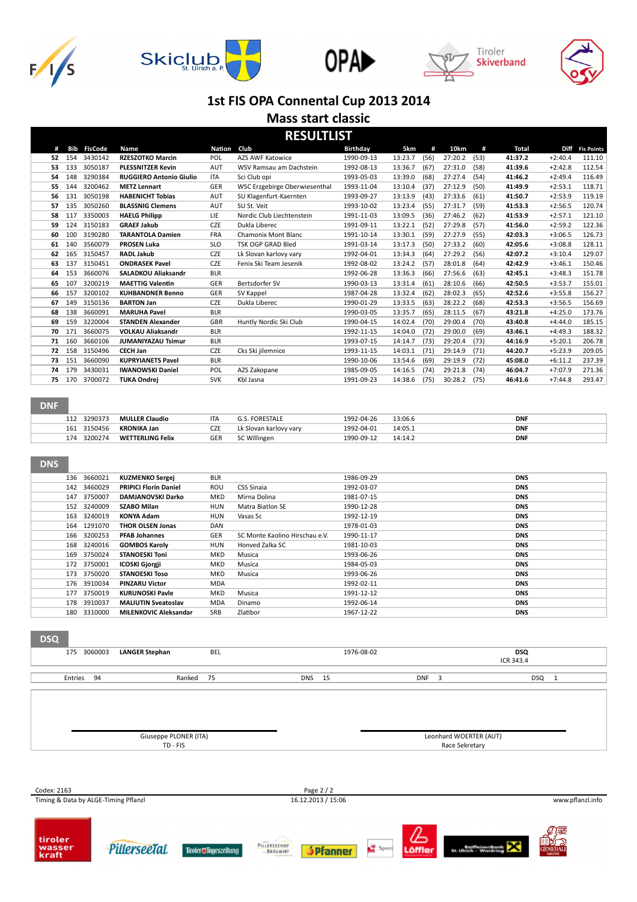# 1st FIS OPA Connental Cup 2013 2014

## Mass start classic

## RESULTLIST

| # | Bib | FisCode | Name | Nation | Club | Birthday | 5km | # | 10km | # | Total | Diff | Fis Points |
|---|---|---|---|---|---|---|---|---|---|---|---|---|---|
| 52 | 154 | 3430142 | **RZESZOTKO Marcin** | POL | AZS AWF Katowice | 1990-09-13 | 13:23.7 | (56) | 27:20.2 | (53) | **41:37.2** | +2:40.4 | 111.10 |
| 53 | 133 | 3050187 | **PLESSNITZER Kevin** | AUT | WSV Ramsau am Dachstein | 1992-08-13 | 13:36.7 | (67) | 27:31.0 | (58) | **41:39.6** | +2:42.8 | 112.54 |
| 54 | 148 | 3290384 | **RUGGIERO Antonio Giulio** | ITA | Sci Club opi | 1993-05-03 | 13:39.0 | (68) | 27:27.4 | (54) | **41:46.2** | +2:49.4 | 116.49 |
| 55 | 144 | 3200462 | **METZ Lennart** | GER | WSC Erzgebirge Oberwiesenthal | 1993-11-04 | 13:10.4 | (37) | 27:12.9 | (50) | **41:49.9** | +2:53.1 | 118.71 |
| 56 | 131 | 3050198 | **HABENICHT Tobias** | AUT | SU Klagenfurt-Kaernten | 1993-09-27 | 13:13.9 | (43) | 27:33.6 | (61) | **41:50.7** | +2:53.9 | 119.19 |
| 57 | 135 | 3050260 | **BLASSNIG Clemens** | AUT | SU St. Veit | 1993-10-02 | 13:23.4 | (55) | 27:31.7 | (59) | **41:53.3** | +2:56.5 | 120.74 |
| 58 | 117 | 3350003 | **HAELG Philipp** | LIE | Nordic Club Liechtenstein | 1991-11-03 | 13:09.5 | (36) | 27:46.2 | (62) | **41:53.9** | +2:57.1 | 121.10 |
| 59 | 124 | 3150183 | **GRAEF Jakub** | CZE | Dukla Liberec | 1991-09-11 | 13:22.1 | (52) | 27:29.8 | (57) | **41:56.0** | +2:59.2 | 122.36 |
| 60 | 100 | 3190280 | **TARANTOLA Damien** | FRA | Chamonix Mont Blanc | 1991-10-14 | 13:30.1 | (59) | 27:27.9 | (55) | **42:03.3** | +3:06.5 | 126.73 |
| 61 | 140 | 3560079 | **PROSEN Luka** | SLO | TSK OGP GRAD Bled | 1991-03-14 | 13:17.3 | (50) | 27:33.2 | (60) | **42:05.6** | +3:08.8 | 128.11 |
| 62 | 165 | 3150457 | **RADL Jakub** | CZE | Lk Slovan karlovy vary | 1992-04-01 | 13:34.3 | (64) | 27:29.2 | (56) | **42:07.2** | +3:10.4 | 129.07 |
| 63 | 137 | 3150451 | **ONDRASEK Pavel** | CZE | Fenix Ski Team Jesenik | 1992-08-02 | 13:24.2 | (57) | 28:01.8 | (64) | **42:42.9** | +3:46.1 | 150.46 |
| 64 | 153 | 3660076 | **SALADKOU Aliaksandr** | BLR | | 1992-06-28 | 13:36.3 | (66) | 27:56.6 | (63) | **42:45.1** | +3:48.3 | 151.78 |
| 65 | 107 | 3200219 | **MAETTIG Valentin** | GER | Bertsdorfer SV | 1990-03-13 | 13:31.4 | (61) | 28:10.6 | (66) | **42:50.5** | +3:53.7 | 155.01 |
| 66 | 157 | 3200102 | **KUHBANDNER Benno** | GER | SV Kappel | 1987-04-28 | 13:32.4 | (62) | 28:02.3 | (65) | **42:52.6** | +3:55.8 | 156.27 |
| 67 | 149 | 3150136 | **BARTON Jan** | CZE | Dukla Liberec | 1990-01-29 | 13:33.5 | (63) | 28:22.2 | (68) | **42:53.3** | +3:56.5 | 156.69 |
| 68 | 138 | 3660091 | **MARUHA Pavel** | BLR | | 1990-03-05 | 13:35.7 | (65) | 28:11.5 | (67) | **43:21.8** | +4:25.0 | 173.76 |
| 69 | 159 | 3220004 | **STANDEN Alexander** | GBR | Huntly Nordic Ski Club | 1990-04-15 | 14:02.4 | (70) | 29:00.4 | (70) | **43:40.8** | +4:44.0 | 185.15 |
| 70 | 171 | 3660075 | **VOLKAU Aliaksandr** | BLR | | 1992-11-15 | 14:04.0 | (72) | 29:00.0 | (69) | **43:46.1** | +4:49.3 | 188.32 |
| 71 | 160 | 3660106 | **JUMANIYAZAU Tsimur** | BLR | | 1993-07-15 | 14:14.7 | (73) | 29:20.4 | (73) | **44:16.9** | +5:20.1 | 206.78 |
| 72 | 158 | 3150496 | **CECH Jan** | CZE | Cks Ski jilemnice | 1993-11-15 | 14:03.1 | (71) | 29:14.9 | (71) | **44:20.7** | +5:23.9 | 209.05 |
| 73 | 151 | 3660090 | **KUPRYIANETS Pavel** | BLR | | 1990-10-06 | 13:54.6 | (69) | 29:19.9 | (72) | **45:08.0** | +6:11.2 | 237.39 |
| 74 | 179 | 3430031 | **IWANOWSKI Daniel** | POL | AZS Zakopane | 1985-09-05 | 14:16.5 | (74) | 29:21.8 | (74) | **46:04.7** | +7:07.9 | 271.36 |
| 75 | 170 | 3700072 | **TUKA Ondrej** | SVK | Kbl Jasna | 1991-09-23 | 14:38.6 | (75) | 30:28.2 | (75) | **46:41.6** | +7:44.8 | 293.47 |

## DNF

| Bib | FisCode | Name | Nation | Club | Birthday | 5km | Total |
|---|---|---|---|---|---|---|---|
| 112 | 3290373 | **MULLER Claudio** | ITA | G.S. FORESTALE | 1992-04-26 | 13:06.6 | **DNF** |
| 161 | 3150456 | **KRONIKA Jan** | CZE | Lk Slovan karlovy vary | 1992-04-01 | 14:05.1 | **DNF** |
| 174 | 3200274 | **WETTERLING Felix** | GER | SC Willingen | 1990-09-12 | 14:14.2 | **DNF** |

## DNS

| Bib | FisCode | Name | Nation | Club | Birthday | Total |
|---|---|---|---|---|---|---|
| 136 | 3660021 | **KUZMENKO Sergej** | BLR | | 1986-09-29 | **DNS** |
| 142 | 3460029 | **PRIPICI Florin Daniel** | ROU | CSS Sinaia | 1992-03-07 | **DNS** |
| 147 | 3750007 | **DAMJANOVSKI Darko** | MKD | Mirna Dolina | 1981-07-15 | **DNS** |
| 152 | 3240009 | **SZABO Milan** | HUN | Matra Biatlon SE | 1990-12-28 | **DNS** |
| 163 | 3240019 | **KONYA Adam** | HUN | Vasas Sc | 1992-12-19 | **DNS** |
| 164 | 1291070 | **THOR OLSEN Jonas** | DAN | | 1978-01-03 | **DNS** |
| 166 | 3200253 | **PFAB Johannes** | GER | SC Monte Kaolino Hirschau e.V. | 1990-11-17 | **DNS** |
| 168 | 3240016 | **GOMBOS Karoly** | HUN | Honved Zalka SC | 1981-10-03 | **DNS** |
| 169 | 3750024 | **STANOESKI Toni** | MKD | Musica | 1993-06-26 | **DNS** |
| 172 | 3750001 | **ICOSKI Gjorgji** | MKD | Musica | 1984-05-03 | **DNS** |
| 173 | 3750020 | **STANOESKI Toso** | MKD | Musica | 1993-06-26 | **DNS** |
| 176 | 3910034 | **PINZARU Victor** | MDA | | 1992-02-11 | **DNS** |
| 177 | 3750019 | **KURUNOSKI Pavle** | MKD | Musica | 1991-12-12 | **DNS** |
| 178 | 3910037 | **MALIUTIN Sveatoslav** | MDA | Dinamo | 1992-06-14 | **DNS** |
| 180 | 3310000 | **MILENKOVIC Aleksandar** | SRB | Zlatibor | 1967-12-22 | **DNS** |

## DSQ

| Bib | FisCode | Name | Nation | Club | Birthday | Total |
|---|---|---|---|---|---|---|
| 175 | 3060003 | **LANGER Stephan** | BEL | | 1976-08-02 | **DSQ** ICR 343.4 |

Entries 94 | Ranked 75 | DNS 15 | DNF 3 | DSQ 1

Giuseppe PLONER (ITA)
TD - FIS

Leonhard WOERTER (AUT)
Race Sekretary

Codex: 2163
Timing & Data by ALGE-Timing Pflanzl
16.12.2013 / 15:06
www.pflanzl.info